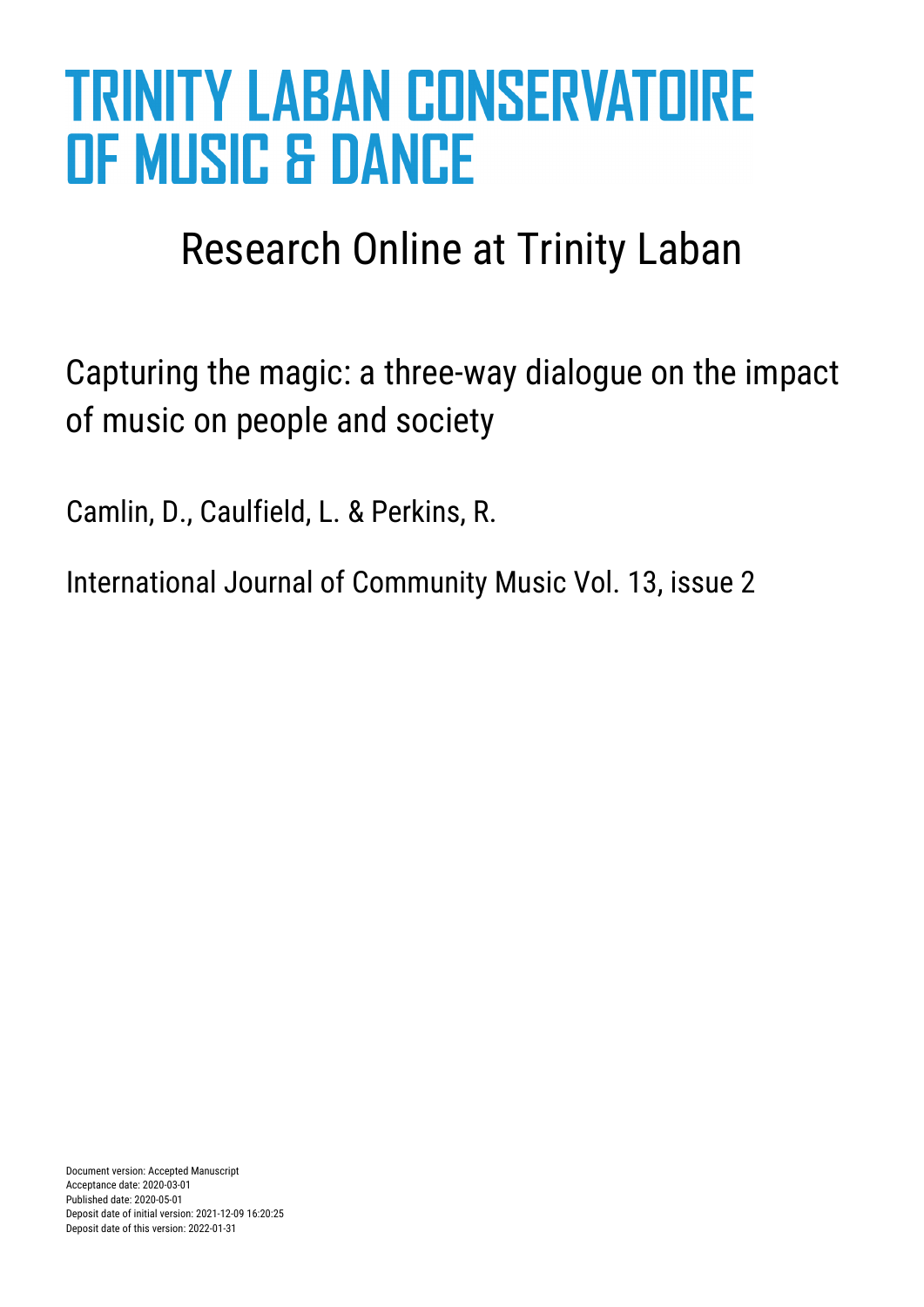# TRINITY LABAN CONSERVATOIRE OF MUSIC & DANCE

## Research Online at Trinity Laban

Capturing the magic: a three-way dialogue on the impact of music on people and society

Camlin, D., Caulfield, L. & Perkins, R.

International Journal of Community Music Vol. 13, issue 2

Document version: Accepted Manuscript
Acceptance date: 2020-03-01
Published date: 2020-05-01
Deposit date of initial version: 2021-12-09 16:20:25
Deposit date of this version: 2022-01-31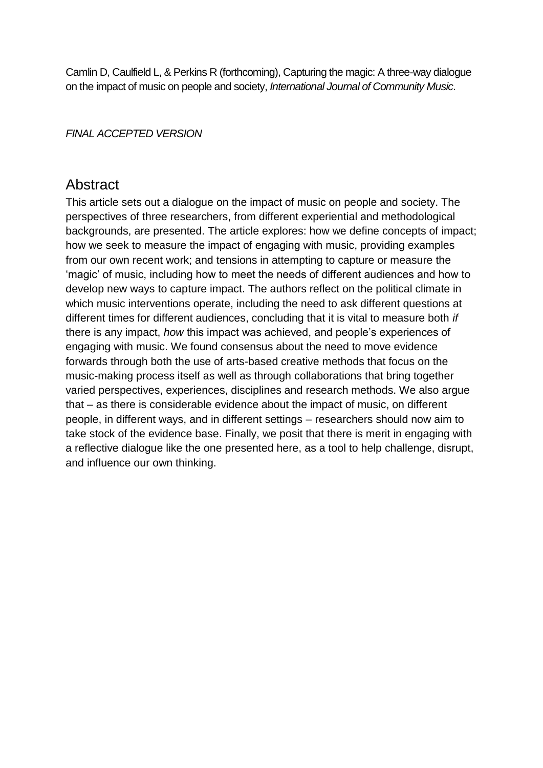Camlin D, Caulfield L, & Perkins R (forthcoming), Capturing the magic: A three-way dialogue on the impact of music on people and society, *International Journal of Community Music*.

*FINAL ACCEPTED VERSION*

## Abstract

This article sets out a dialogue on the impact of music on people and society. The perspectives of three researchers, from different experiential and methodological backgrounds, are presented. The article explores: how we define concepts of impact; how we seek to measure the impact of engaging with music, providing examples from our own recent work; and tensions in attempting to capture or measure the 'magic' of music, including how to meet the needs of different audiences and how to develop new ways to capture impact. The authors reflect on the political climate in which music interventions operate, including the need to ask different questions at different times for different audiences, concluding that it is vital to measure both *if* there is any impact, *how* this impact was achieved, and people's experiences of engaging with music. We found consensus about the need to move evidence forwards through both the use of arts-based creative methods that focus on the music-making process itself as well as through collaborations that bring together varied perspectives, experiences, disciplines and research methods. We also argue that – as there is considerable evidence about the impact of music, on different people, in different ways, and in different settings – researchers should now aim to take stock of the evidence base. Finally, we posit that there is merit in engaging with a reflective dialogue like the one presented here, as a tool to help challenge, disrupt, and influence our own thinking.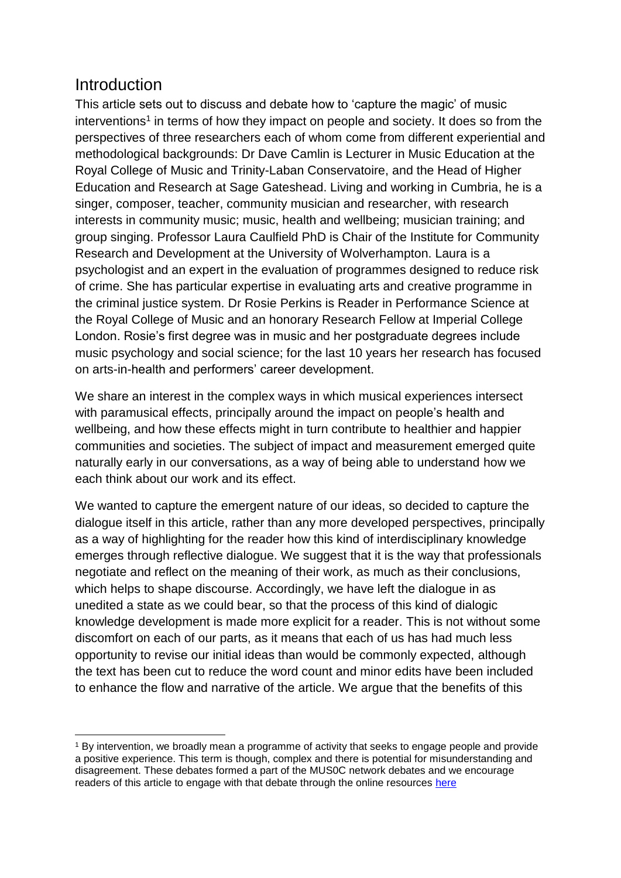## Introduction

This article sets out to discuss and debate how to 'capture the magic' of music interventions[1] in terms of how they impact on people and society. It does so from the perspectives of three researchers each of whom come from different experiential and methodological backgrounds: Dr Dave Camlin is Lecturer in Music Education at the Royal College of Music and Trinity-Laban Conservatoire, and the Head of Higher Education and Research at Sage Gateshead. Living and working in Cumbria, he is a singer, composer, teacher, community musician and researcher, with research interests in community music; music, health and wellbeing; musician training; and group singing. Professor Laura Caulfield PhD is Chair of the Institute for Community Research and Development at the University of Wolverhampton. Laura is a psychologist and an expert in the evaluation of programmes designed to reduce risk of crime. She has particular expertise in evaluating arts and creative programme in the criminal justice system. Dr Rosie Perkins is Reader in Performance Science at the Royal College of Music and an honorary Research Fellow at Imperial College London. Rosie's first degree was in music and her postgraduate degrees include music psychology and social science; for the last 10 years her research has focused on arts-in-health and performers' career development.

We share an interest in the complex ways in which musical experiences intersect with paramusical effects, principally around the impact on people's health and wellbeing, and how these effects might in turn contribute to healthier and happier communities and societies. The subject of impact and measurement emerged quite naturally early in our conversations, as a way of being able to understand how we each think about our work and its effect.

We wanted to capture the emergent nature of our ideas, so decided to capture the dialogue itself in this article, rather than any more developed perspectives, principally as a way of highlighting for the reader how this kind of interdisciplinary knowledge emerges through reflective dialogue. We suggest that it is the way that professionals negotiate and reflect on the meaning of their work, as much as their conclusions, which helps to shape discourse. Accordingly, we have left the dialogue in as unedited a state as we could bear, so that the process of this kind of dialogic knowledge development is made more explicit for a reader. This is not without some discomfort on each of our parts, as it means that each of us has had much less opportunity to revise our initial ideas than would be commonly expected, although the text has been cut to reduce the word count and minor edits have been included to enhance the flow and narrative of the article. We argue that the benefits of this

[1] By intervention, we broadly mean a programme of activity that seeks to engage people and provide a positive experience. This term is though, complex and there is potential for misunderstanding and disagreement. These debates formed a part of the MUS0C network debates and we encourage readers of this article to engage with that debate through the online resources here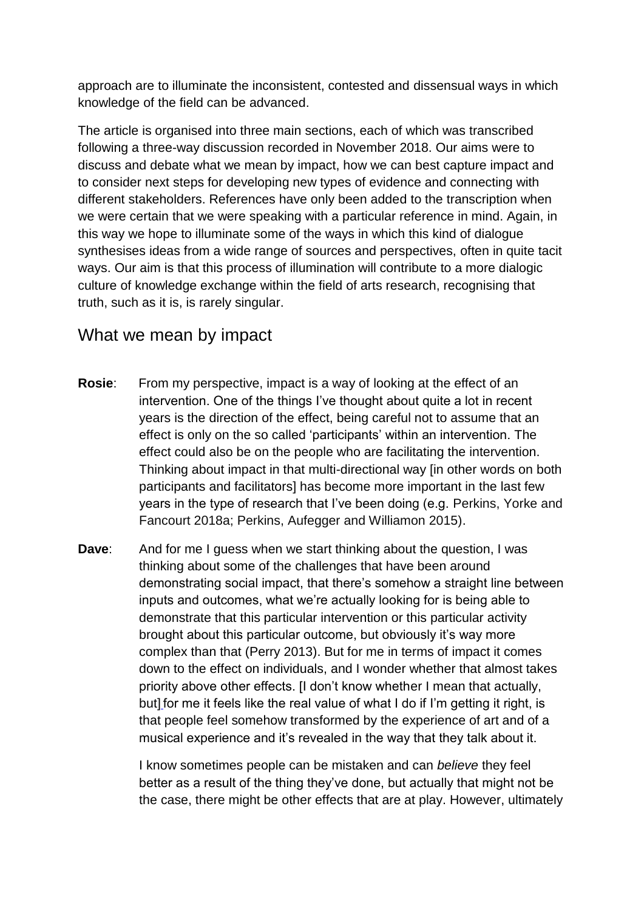approach are to illuminate the inconsistent, contested and dissensual ways in which knowledge of the field can be advanced.

The article is organised into three main sections, each of which was transcribed following a three-way discussion recorded in November 2018. Our aims were to discuss and debate what we mean by impact, how we can best capture impact and to consider next steps for developing new types of evidence and connecting with different stakeholders. References have only been added to the transcription when we were certain that we were speaking with a particular reference in mind. Again, in this way we hope to illuminate some of the ways in which this kind of dialogue synthesises ideas from a wide range of sources and perspectives, often in quite tacit ways. Our aim is that this process of illumination will contribute to a more dialogic culture of knowledge exchange within the field of arts research, recognising that truth, such as it is, is rarely singular.

## What we mean by impact

**Rosie**: From my perspective, impact is a way of looking at the effect of an intervention. One of the things I've thought about quite a lot in recent years is the direction of the effect, being careful not to assume that an effect is only on the so called 'participants' within an intervention. The effect could also be on the people who are facilitating the intervention. Thinking about impact in that multi-directional way [in other words on both participants and facilitators] has become more important in the last few years in the type of research that I've been doing (e.g. Perkins, Yorke and Fancourt 2018a; Perkins, Aufegger and Williamon 2015).

**Dave**: And for me I guess when we start thinking about the question, I was thinking about some of the challenges that have been around demonstrating social impact, that there's somehow a straight line between inputs and outcomes, what we're actually looking for is being able to demonstrate that this particular intervention or this particular activity brought about this particular outcome, but obviously it's way more complex than that (Perry 2013). But for me in terms of impact it comes down to the effect on individuals, and I wonder whether that almost takes priority above other effects. [I don't know whether I mean that actually, but] for me it feels like the real value of what I do if I'm getting it right, is that people feel somehow transformed by the experience of art and of a musical experience and it's revealed in the way that they talk about it.

I know sometimes people can be mistaken and can *believe* they feel better as a result of the thing they've done, but actually that might not be the case, there might be other effects that are at play. However, ultimately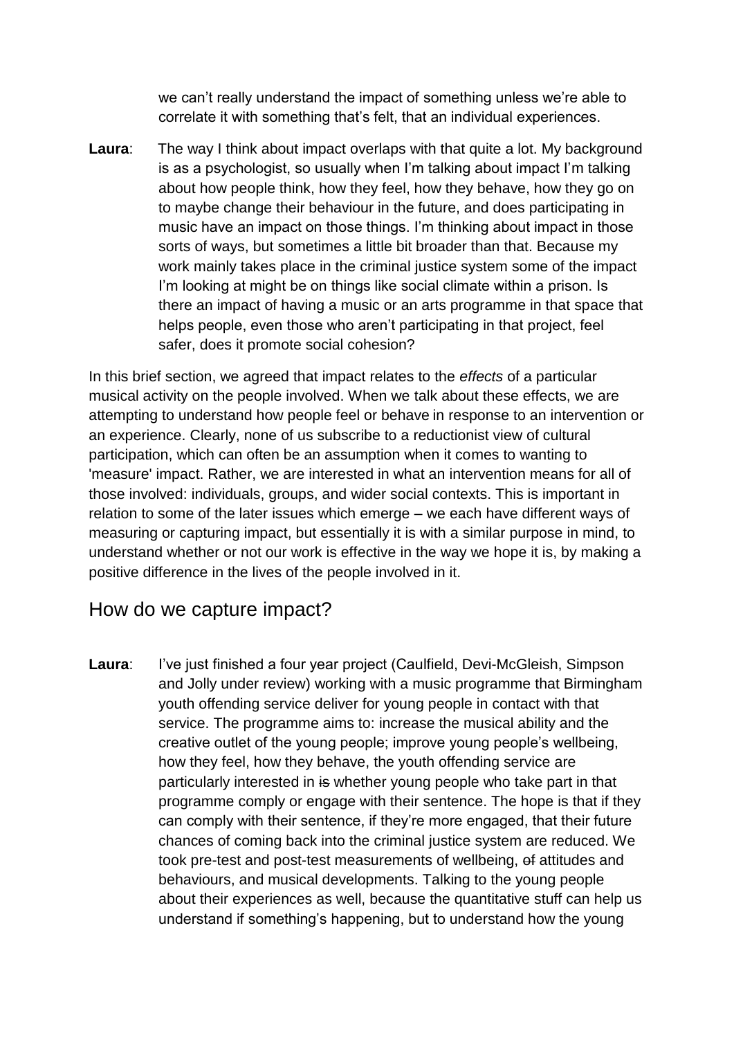we can't really understand the impact of something unless we're able to correlate it with something that's felt, that an individual experiences.

**Laura**: The way I think about impact overlaps with that quite a lot. My background is as a psychologist, so usually when I'm talking about impact I'm talking about how people think, how they feel, how they behave, how they go on to maybe change their behaviour in the future, and does participating in music have an impact on those things. I'm thinking about impact in those sorts of ways, but sometimes a little bit broader than that. Because my work mainly takes place in the criminal justice system some of the impact I'm looking at might be on things like social climate within a prison. Is there an impact of having a music or an arts programme in that space that helps people, even those who aren't participating in that project, feel safer, does it promote social cohesion?

In this brief section, we agreed that impact relates to the *effects* of a particular musical activity on the people involved. When we talk about these effects, we are attempting to understand how people feel or behave in response to an intervention or an experience. Clearly, none of us subscribe to a reductionist view of cultural participation, which can often be an assumption when it comes to wanting to 'measure' impact. Rather, we are interested in what an intervention means for all of those involved: individuals, groups, and wider social contexts. This is important in relation to some of the later issues which emerge – we each have different ways of measuring or capturing impact, but essentially it is with a similar purpose in mind, to understand whether or not our work is effective in the way we hope it is, by making a positive difference in the lives of the people involved in it.

## How do we capture impact?

**Laura**: I've just finished a four year project (Caulfield, Devi-McGleish, Simpson and Jolly under review) working with a music programme that Birmingham youth offending service deliver for young people in contact with that service. The programme aims to: increase the musical ability and the creative outlet of the young people; improve young people's wellbeing, how they feel, how they behave, the youth offending service are particularly interested in ~~is~~ whether young people who take part in that programme comply or engage with their sentence. The hope is that if they can comply with their sentence, if they're more engaged, that their future chances of coming back into the criminal justice system are reduced. We took pre-test and post-test measurements of wellbeing, ~~of~~ attitudes and behaviours, and musical developments. Talking to the young people about their experiences as well, because the quantitative stuff can help us understand if something's happening, but to understand how the young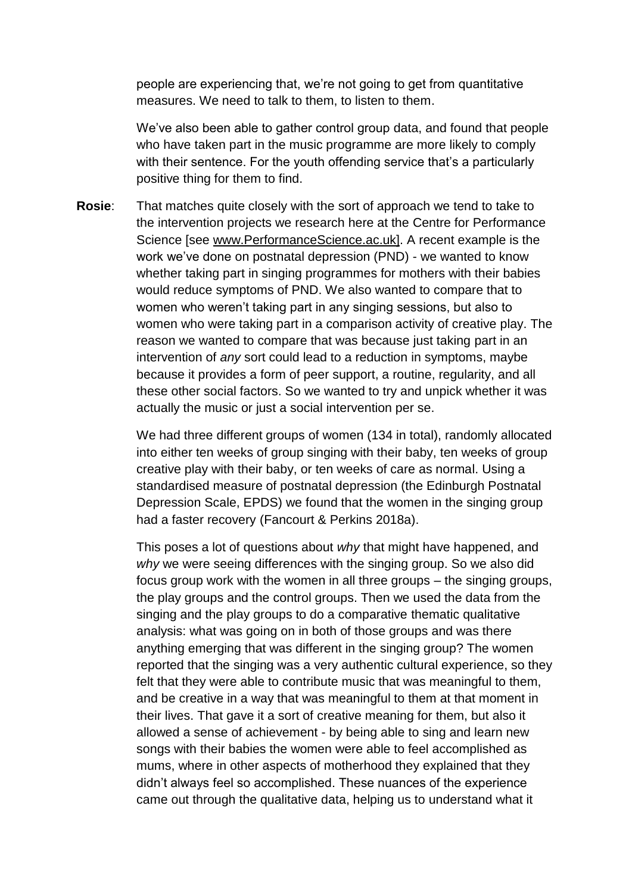people are experiencing that, we're not going to get from quantitative measures. We need to talk to them, to listen to them.

We've also been able to gather control group data, and found that people who have taken part in the music programme are more likely to comply with their sentence. For the youth offending service that's a particularly positive thing for them to find.

**Rosie**: That matches quite closely with the sort of approach we tend to take to the intervention projects we research here at the Centre for Performance Science [see www.PerformanceScience.ac.uk]. A recent example is the work we've done on postnatal depression (PND) - we wanted to know whether taking part in singing programmes for mothers with their babies would reduce symptoms of PND. We also wanted to compare that to women who weren't taking part in any singing sessions, but also to women who were taking part in a comparison activity of creative play. The reason we wanted to compare that was because just taking part in an intervention of *any* sort could lead to a reduction in symptoms, maybe because it provides a form of peer support, a routine, regularity, and all these other social factors. So we wanted to try and unpick whether it was actually the music or just a social intervention per se.

We had three different groups of women (134 in total), randomly allocated into either ten weeks of group singing with their baby, ten weeks of group creative play with their baby, or ten weeks of care as normal. Using a standardised measure of postnatal depression (the Edinburgh Postnatal Depression Scale, EPDS) we found that the women in the singing group had a faster recovery (Fancourt & Perkins 2018a).

This poses a lot of questions about *why* that might have happened, and *why* we were seeing differences with the singing group. So we also did focus group work with the women in all three groups – the singing groups, the play groups and the control groups. Then we used the data from the singing and the play groups to do a comparative thematic qualitative analysis: what was going on in both of those groups and was there anything emerging that was different in the singing group? The women reported that the singing was a very authentic cultural experience, so they felt that they were able to contribute music that was meaningful to them, and be creative in a way that was meaningful to them at that moment in their lives. That gave it a sort of creative meaning for them, but also it allowed a sense of achievement - by being able to sing and learn new songs with their babies the women were able to feel accomplished as mums, where in other aspects of motherhood they explained that they didn't always feel so accomplished. These nuances of the experience came out through the qualitative data, helping us to understand what it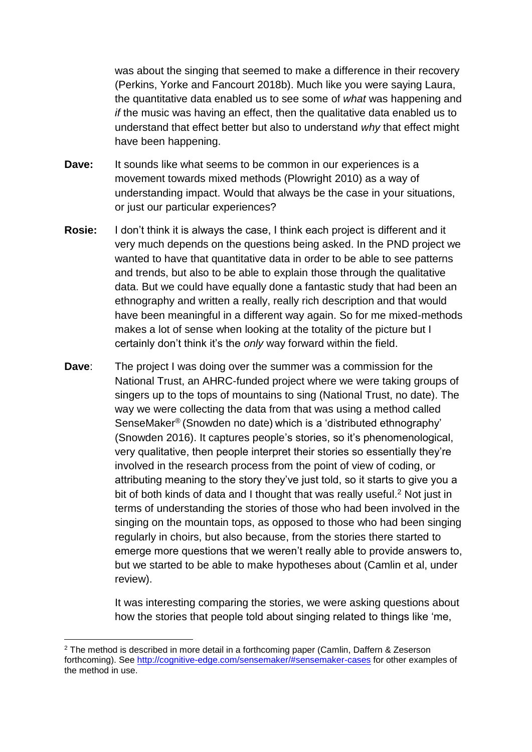was about the singing that seemed to make a difference in their recovery (Perkins, Yorke and Fancourt 2018b). Much like you were saying Laura, the quantitative data enabled us to see some of *what* was happening and *if* the music was having an effect, then the qualitative data enabled us to understand that effect better but also to understand *why* that effect might have been happening.

**Dave:** It sounds like what seems to be common in our experiences is a movement towards mixed methods (Plowright 2010) as a way of understanding impact. Would that always be the case in your situations, or just our particular experiences?

**Rosie:** I don't think it is always the case, I think each project is different and it very much depends on the questions being asked. In the PND project we wanted to have that quantitative data in order to be able to see patterns and trends, but also to be able to explain those through the qualitative data. But we could have equally done a fantastic study that had been an ethnography and written a really, really rich description and that would have been meaningful in a different way again. So for me mixed-methods makes a lot of sense when looking at the totality of the picture but I certainly don't think it's the *only* way forward within the field.

**Dave**: The project I was doing over the summer was a commission for the National Trust, an AHRC-funded project where we were taking groups of singers up to the tops of mountains to sing (National Trust, no date). The way we were collecting the data from that was using a method called SenseMaker® (Snowden no date) which is a 'distributed ethnography' (Snowden 2016). It captures people's stories, so it's phenomenological, very qualitative, then people interpret their stories so essentially they're involved in the research process from the point of view of coding, or attributing meaning to the story they've just told, so it starts to give you a bit of both kinds of data and I thought that was really useful.[2] Not just in terms of understanding the stories of those who had been involved in the singing on the mountain tops, as opposed to those who had been singing regularly in choirs, but also because, from the stories there started to emerge more questions that we weren't really able to provide answers to, but we started to be able to make hypotheses about (Camlin et al, under review).

It was interesting comparing the stories, we were asking questions about how the stories that people told about singing related to things like 'me,

---

[2] The method is described in more detail in a forthcoming paper (Camlin, Daffern & Zeserson forthcoming). See http://cognitive-edge.com/sensemaker/#sensemaker-cases for other examples of the method in use.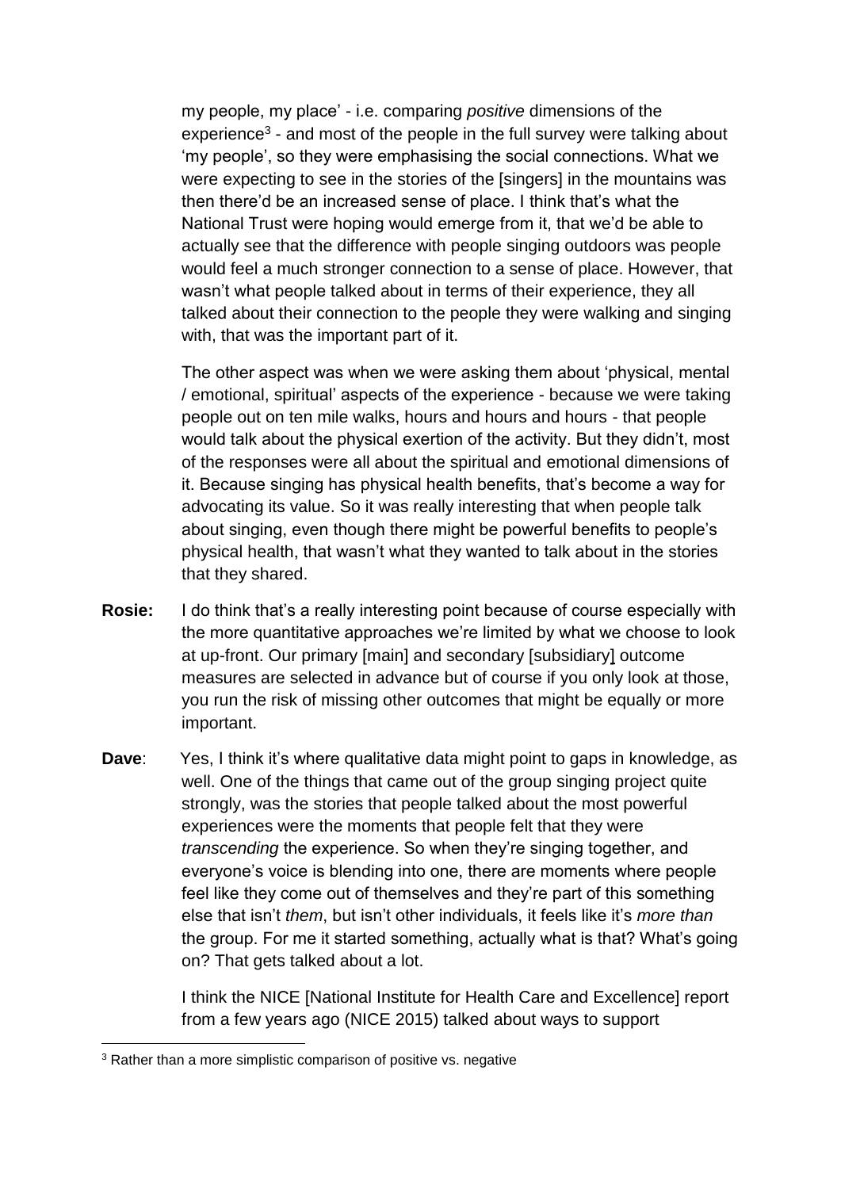my people, my place' - i.e. comparing *positive* dimensions of the experience[3] - and most of the people in the full survey were talking about 'my people', so they were emphasising the social connections. What we were expecting to see in the stories of the [singers] in the mountains was then there'd be an increased sense of place. I think that's what the National Trust were hoping would emerge from it, that we'd be able to actually see that the difference with people singing outdoors was people would feel a much stronger connection to a sense of place. However, that wasn't what people talked about in terms of their experience, they all talked about their connection to the people they were walking and singing with, that was the important part of it.

The other aspect was when we were asking them about 'physical, mental / emotional, spiritual' aspects of the experience - because we were taking people out on ten mile walks, hours and hours and hours - that people would talk about the physical exertion of the activity. But they didn't, most of the responses were all about the spiritual and emotional dimensions of it. Because singing has physical health benefits, that's become a way for advocating its value. So it was really interesting that when people talk about singing, even though there might be powerful benefits to people's physical health, that wasn't what they wanted to talk about in the stories that they shared.

**Rosie:** I do think that's a really interesting point because of course especially with the more quantitative approaches we're limited by what we choose to look at up-front. Our primary [main] and secondary [subsidiary] outcome measures are selected in advance but of course if you only look at those, you run the risk of missing other outcomes that might be equally or more important.

**Dave**: Yes, I think it's where qualitative data might point to gaps in knowledge, as well. One of the things that came out of the group singing project quite strongly, was the stories that people talked about the most powerful experiences were the moments that people felt that they were *transcending* the experience. So when they're singing together, and everyone's voice is blending into one, there are moments where people feel like they come out of themselves and they're part of this something else that isn't *them*, but isn't other individuals, it feels like it's *more than* the group. For me it started something, actually what is that? What's going on? That gets talked about a lot.

I think the NICE [National Institute for Health Care and Excellence] report from a few years ago (NICE 2015) talked about ways to support

[3] Rather than a more simplistic comparison of positive vs. negative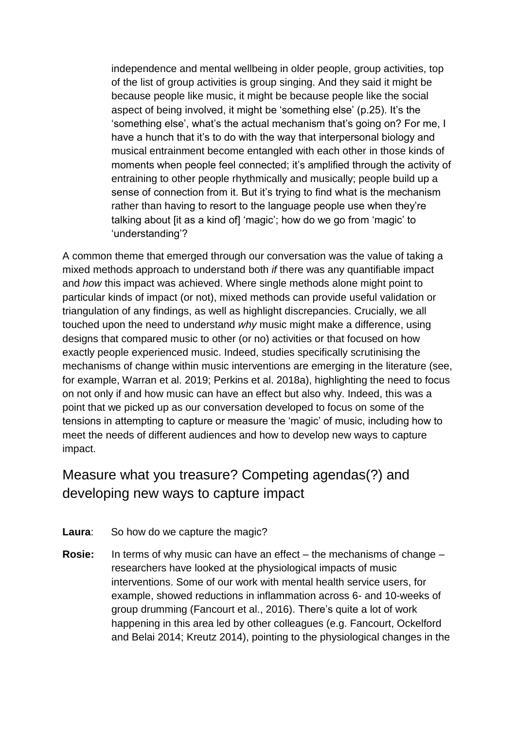independence and mental wellbeing in older people, group activities, top of the list of group activities is group singing. And they said it might be because people like music, it might be because people like the social aspect of being involved, it might be 'something else' (p.25). It's the 'something else', what's the actual mechanism that's going on? For me, I have a hunch that it's to do with the way that interpersonal biology and musical entrainment become entangled with each other in those kinds of moments when people feel connected; it's amplified through the activity of entraining to other people rhythmically and musically; people build up a sense of connection from it. But it's trying to find what is the mechanism rather than having to resort to the language people use when they're talking about [it as a kind of] 'magic'; how do we go from 'magic' to 'understanding'?

A common theme that emerged through our conversation was the value of taking a mixed methods approach to understand both *if* there was any quantifiable impact and *how* this impact was achieved. Where single methods alone might point to particular kinds of impact (or not), mixed methods can provide useful validation or triangulation of any findings, as well as highlight discrepancies. Crucially, we all touched upon the need to understand *why* music might make a difference, using designs that compared music to other (or no) activities or that focused on how exactly people experienced music. Indeed, studies specifically scrutinising the mechanisms of change within music interventions are emerging in the literature (see, for example, Warran et al. 2019; Perkins et al. 2018a), highlighting the need to focus on not only if and how music can have an effect but also why. Indeed, this was a point that we picked up as our conversation developed to focus on some of the tensions in attempting to capture or measure the 'magic' of music, including how to meet the needs of different audiences and how to develop new ways to capture impact.

## Measure what you treasure? Competing agendas(?) and developing new ways to capture impact

**Laura**: So how do we capture the magic?

**Rosie:** In terms of why music can have an effect – the mechanisms of change – researchers have looked at the physiological impacts of music interventions. Some of our work with mental health service users, for example, showed reductions in inflammation across 6- and 10-weeks of group drumming (Fancourt et al., 2016). There's quite a lot of work happening in this area led by other colleagues (e.g. Fancourt, Ockelford and Belai 2014; Kreutz 2014), pointing to the physiological changes in the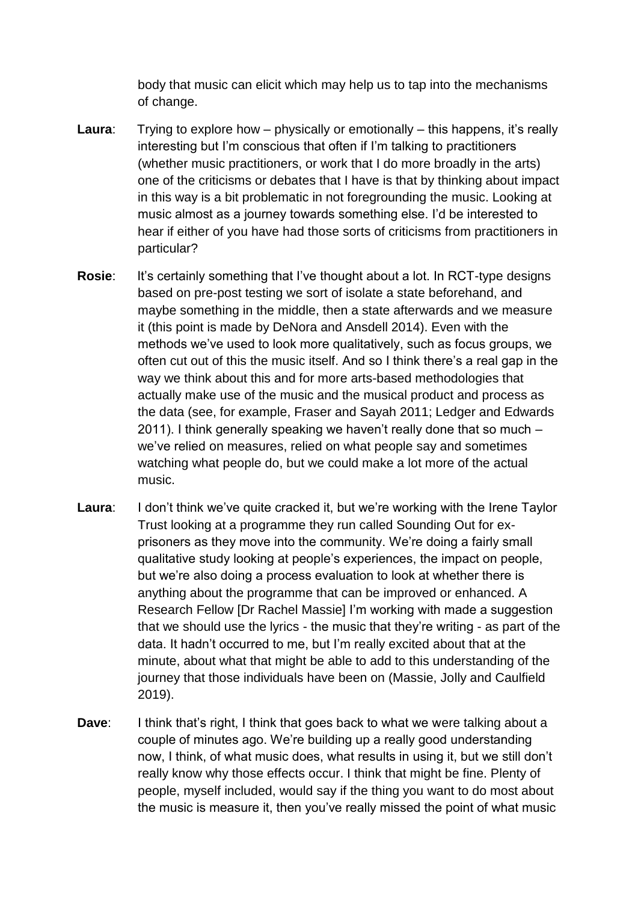body that music can elicit which may help us to tap into the mechanisms of change.

**Laura**: Trying to explore how – physically or emotionally – this happens, it's really interesting but I'm conscious that often if I'm talking to practitioners (whether music practitioners, or work that I do more broadly in the arts) one of the criticisms or debates that I have is that by thinking about impact in this way is a bit problematic in not foregrounding the music. Looking at music almost as a journey towards something else. I'd be interested to hear if either of you have had those sorts of criticisms from practitioners in particular?

**Rosie**: It's certainly something that I've thought about a lot. In RCT-type designs based on pre-post testing we sort of isolate a state beforehand, and maybe something in the middle, then a state afterwards and we measure it (this point is made by DeNora and Ansdell 2014). Even with the methods we've used to look more qualitatively, such as focus groups, we often cut out of this the music itself. And so I think there's a real gap in the way we think about this and for more arts-based methodologies that actually make use of the music and the musical product and process as the data (see, for example, Fraser and Sayah 2011; Ledger and Edwards 2011). I think generally speaking we haven't really done that so much – we've relied on measures, relied on what people say and sometimes watching what people do, but we could make a lot more of the actual music.

**Laura**: I don't think we've quite cracked it, but we're working with the Irene Taylor Trust looking at a programme they run called Sounding Out for ex-prisoners as they move into the community. We're doing a fairly small qualitative study looking at people's experiences, the impact on people, but we're also doing a process evaluation to look at whether there is anything about the programme that can be improved or enhanced. A Research Fellow [Dr Rachel Massie] I'm working with made a suggestion that we should use the lyrics - the music that they're writing - as part of the data. It hadn't occurred to me, but I'm really excited about that at the minute, about what that might be able to add to this understanding of the journey that those individuals have been on (Massie, Jolly and Caulfield 2019).

**Dave**: I think that's right, I think that goes back to what we were talking about a couple of minutes ago. We're building up a really good understanding now, I think, of what music does, what results in using it, but we still don't really know why those effects occur. I think that might be fine. Plenty of people, myself included, would say if the thing you want to do most about the music is measure it, then you've really missed the point of what music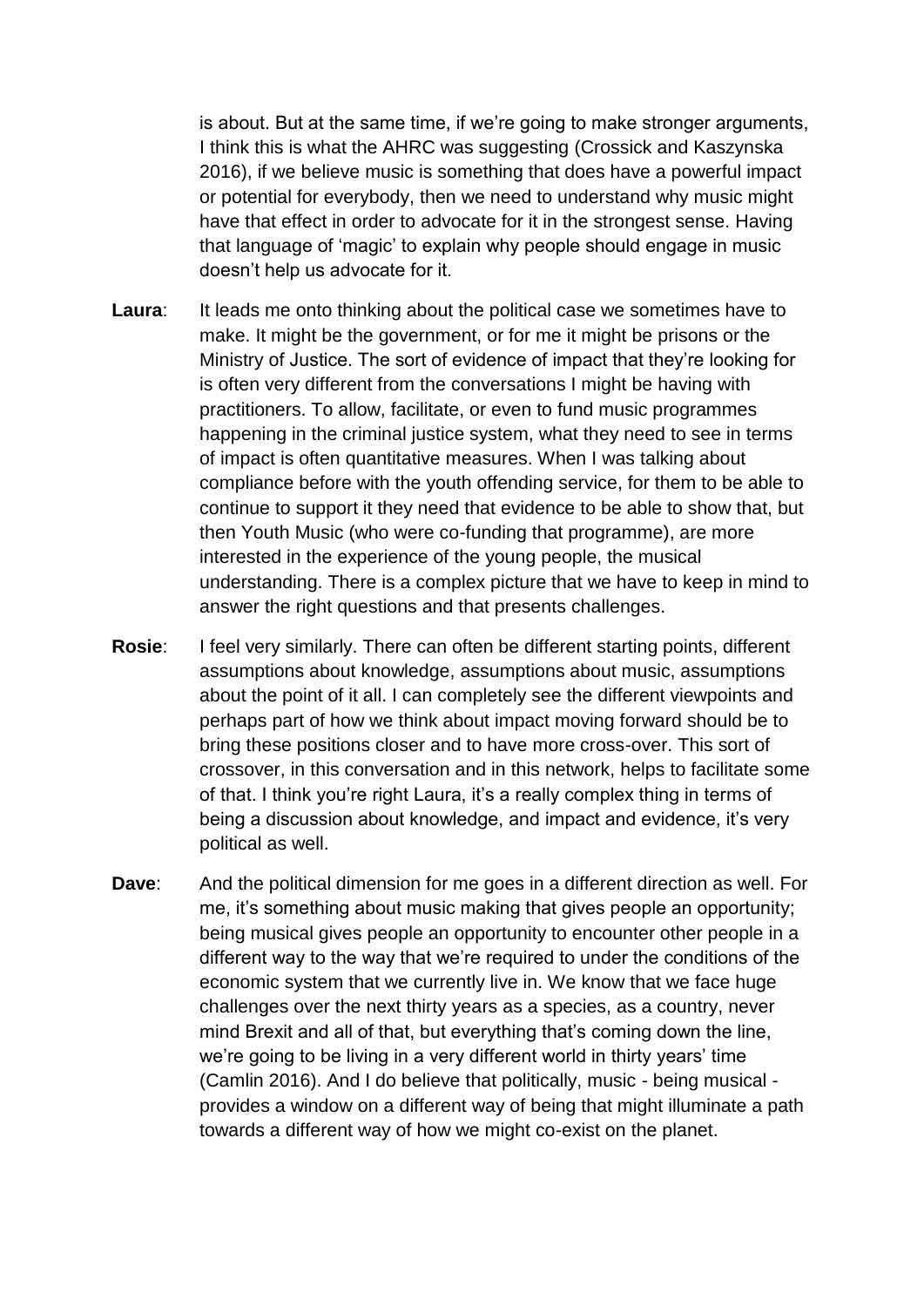is about. But at the same time, if we're going to make stronger arguments, I think this is what the AHRC was suggesting (Crossick and Kaszynska 2016), if we believe music is something that does have a powerful impact or potential for everybody, then we need to understand why music might have that effect in order to advocate for it in the strongest sense. Having that language of 'magic' to explain why people should engage in music doesn't help us advocate for it.

**Laura**: It leads me onto thinking about the political case we sometimes have to make. It might be the government, or for me it might be prisons or the Ministry of Justice. The sort of evidence of impact that they're looking for is often very different from the conversations I might be having with practitioners. To allow, facilitate, or even to fund music programmes happening in the criminal justice system, what they need to see in terms of impact is often quantitative measures. When I was talking about compliance before with the youth offending service, for them to be able to continue to support it they need that evidence to be able to show that, but then Youth Music (who were co-funding that programme), are more interested in the experience of the young people, the musical understanding. There is a complex picture that we have to keep in mind to answer the right questions and that presents challenges.

**Rosie**: I feel very similarly. There can often be different starting points, different assumptions about knowledge, assumptions about music, assumptions about the point of it all. I can completely see the different viewpoints and perhaps part of how we think about impact moving forward should be to bring these positions closer and to have more cross-over. This sort of crossover, in this conversation and in this network, helps to facilitate some of that. I think you're right Laura, it's a really complex thing in terms of being a discussion about knowledge, and impact and evidence, it's very political as well.

**Dave**: And the political dimension for me goes in a different direction as well. For me, it's something about music making that gives people an opportunity; being musical gives people an opportunity to encounter other people in a different way to the way that we're required to under the conditions of the economic system that we currently live in. We know that we face huge challenges over the next thirty years as a species, as a country, never mind Brexit and all of that, but everything that's coming down the line, we're going to be living in a very different world in thirty years' time (Camlin 2016). And I do believe that politically, music - being musical - provides a window on a different way of being that might illuminate a path towards a different way of how we might co-exist on the planet.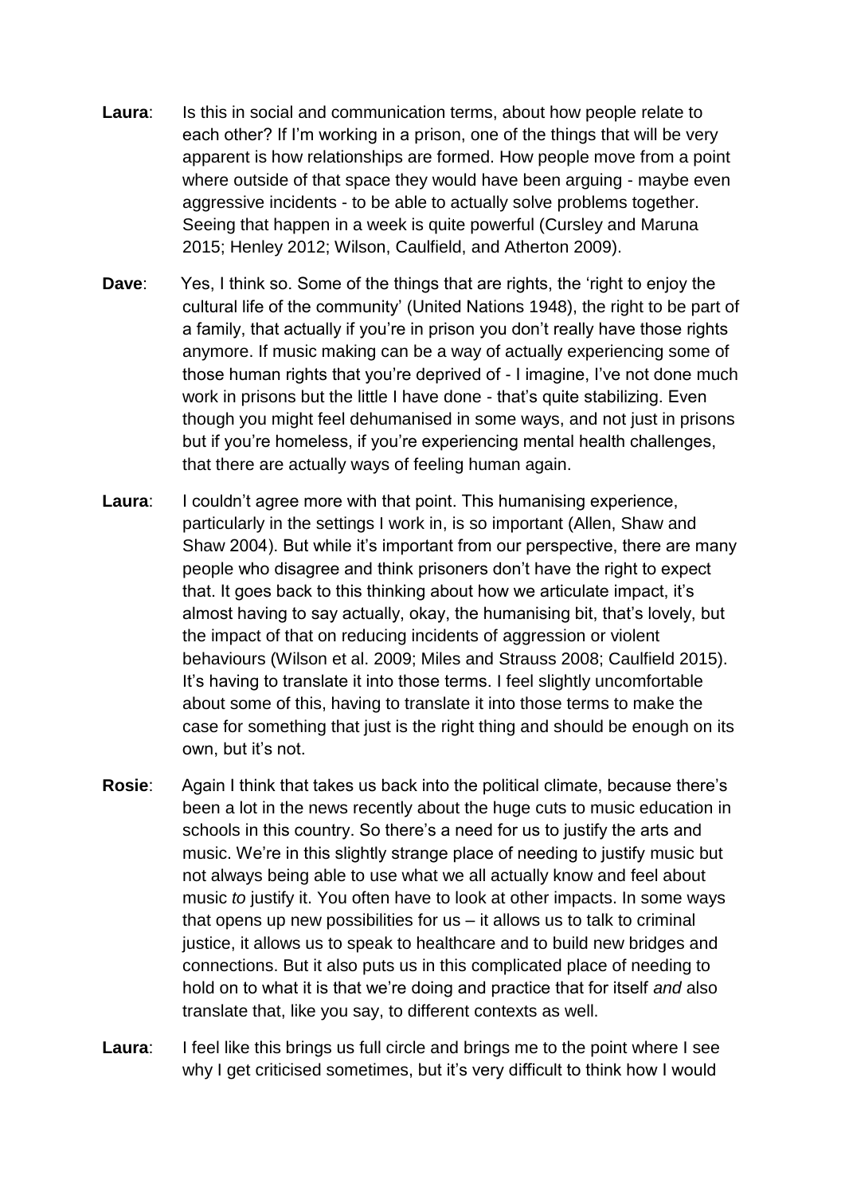**Laura**: Is this in social and communication terms, about how people relate to each other? If I'm working in a prison, one of the things that will be very apparent is how relationships are formed. How people move from a point where outside of that space they would have been arguing - maybe even aggressive incidents - to be able to actually solve problems together. Seeing that happen in a week is quite powerful (Cursley and Maruna 2015; Henley 2012; Wilson, Caulfield, and Atherton 2009).

**Dave**: Yes, I think so. Some of the things that are rights, the 'right to enjoy the cultural life of the community' (United Nations 1948), the right to be part of a family, that actually if you're in prison you don't really have those rights anymore. If music making can be a way of actually experiencing some of those human rights that you're deprived of - I imagine, I've not done much work in prisons but the little I have done - that's quite stabilizing. Even though you might feel dehumanised in some ways, and not just in prisons but if you're homeless, if you're experiencing mental health challenges, that there are actually ways of feeling human again.

**Laura**: I couldn't agree more with that point. This humanising experience, particularly in the settings I work in, is so important (Allen, Shaw and Shaw 2004). But while it's important from our perspective, there are many people who disagree and think prisoners don't have the right to expect that. It goes back to this thinking about how we articulate impact, it's almost having to say actually, okay, the humanising bit, that's lovely, but the impact of that on reducing incidents of aggression or violent behaviours (Wilson et al. 2009; Miles and Strauss 2008; Caulfield 2015). It's having to translate it into those terms. I feel slightly uncomfortable about some of this, having to translate it into those terms to make the case for something that just is the right thing and should be enough on its own, but it's not.

**Rosie**: Again I think that takes us back into the political climate, because there's been a lot in the news recently about the huge cuts to music education in schools in this country. So there's a need for us to justify the arts and music. We're in this slightly strange place of needing to justify music but not always being able to use what we all actually know and feel about music *to* justify it. You often have to look at other impacts. In some ways that opens up new possibilities for us – it allows us to talk to criminal justice, it allows us to speak to healthcare and to build new bridges and connections. But it also puts us in this complicated place of needing to hold on to what it is that we're doing and practice that for itself *and* also translate that, like you say, to different contexts as well.

**Laura**: I feel like this brings us full circle and brings me to the point where I see why I get criticised sometimes, but it's very difficult to think how I would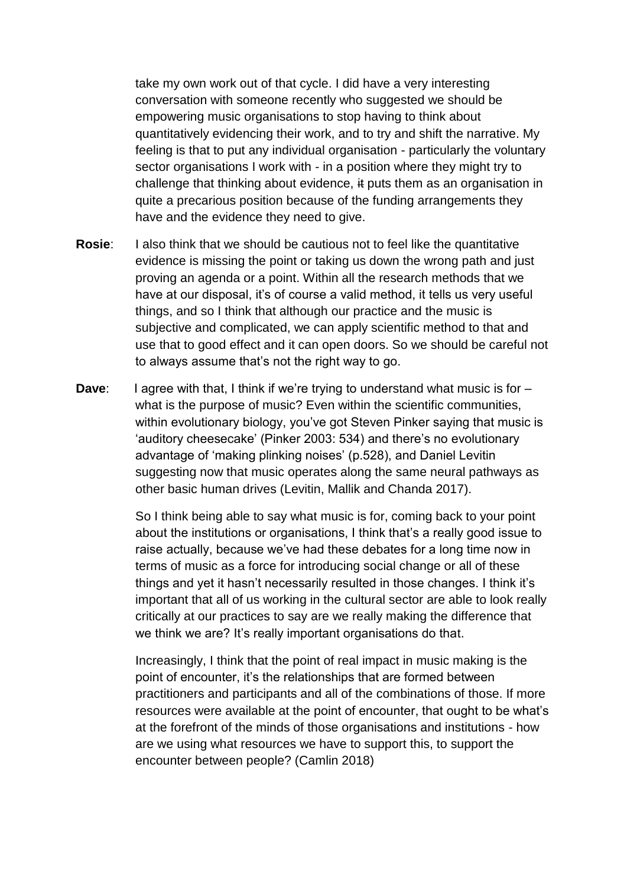take my own work out of that cycle. I did have a very interesting conversation with someone recently who suggested we should be empowering music organisations to stop having to think about quantitatively evidencing their work, and to try and shift the narrative. My feeling is that to put any individual organisation - particularly the voluntary sector organisations I work with - in a position where they might try to challenge that thinking about evidence, it puts them as an organisation in quite a precarious position because of the funding arrangements they have and the evidence they need to give.

**Rosie**: I also think that we should be cautious not to feel like the quantitative evidence is missing the point or taking us down the wrong path and just proving an agenda or a point. Within all the research methods that we have at our disposal, it's of course a valid method, it tells us very useful things, and so I think that although our practice and the music is subjective and complicated, we can apply scientific method to that and use that to good effect and it can open doors. So we should be careful not to always assume that's not the right way to go.

**Dave**: I agree with that, I think if we're trying to understand what music is for – what is the purpose of music? Even within the scientific communities, within evolutionary biology, you've got Steven Pinker saying that music is 'auditory cheesecake' (Pinker 2003: 534) and there's no evolutionary advantage of 'making plinking noises' (p.528), and Daniel Levitin suggesting now that music operates along the same neural pathways as other basic human drives (Levitin, Mallik and Chanda 2017).

So I think being able to say what music is for, coming back to your point about the institutions or organisations, I think that's a really good issue to raise actually, because we've had these debates for a long time now in terms of music as a force for introducing social change or all of these things and yet it hasn't necessarily resulted in those changes. I think it's important that all of us working in the cultural sector are able to look really critically at our practices to say are we really making the difference that we think we are? It's really important organisations do that.

Increasingly, I think that the point of real impact in music making is the point of encounter, it's the relationships that are formed between practitioners and participants and all of the combinations of those. If more resources were available at the point of encounter, that ought to be what's at the forefront of the minds of those organisations and institutions - how are we using what resources we have to support this, to support the encounter between people? (Camlin 2018)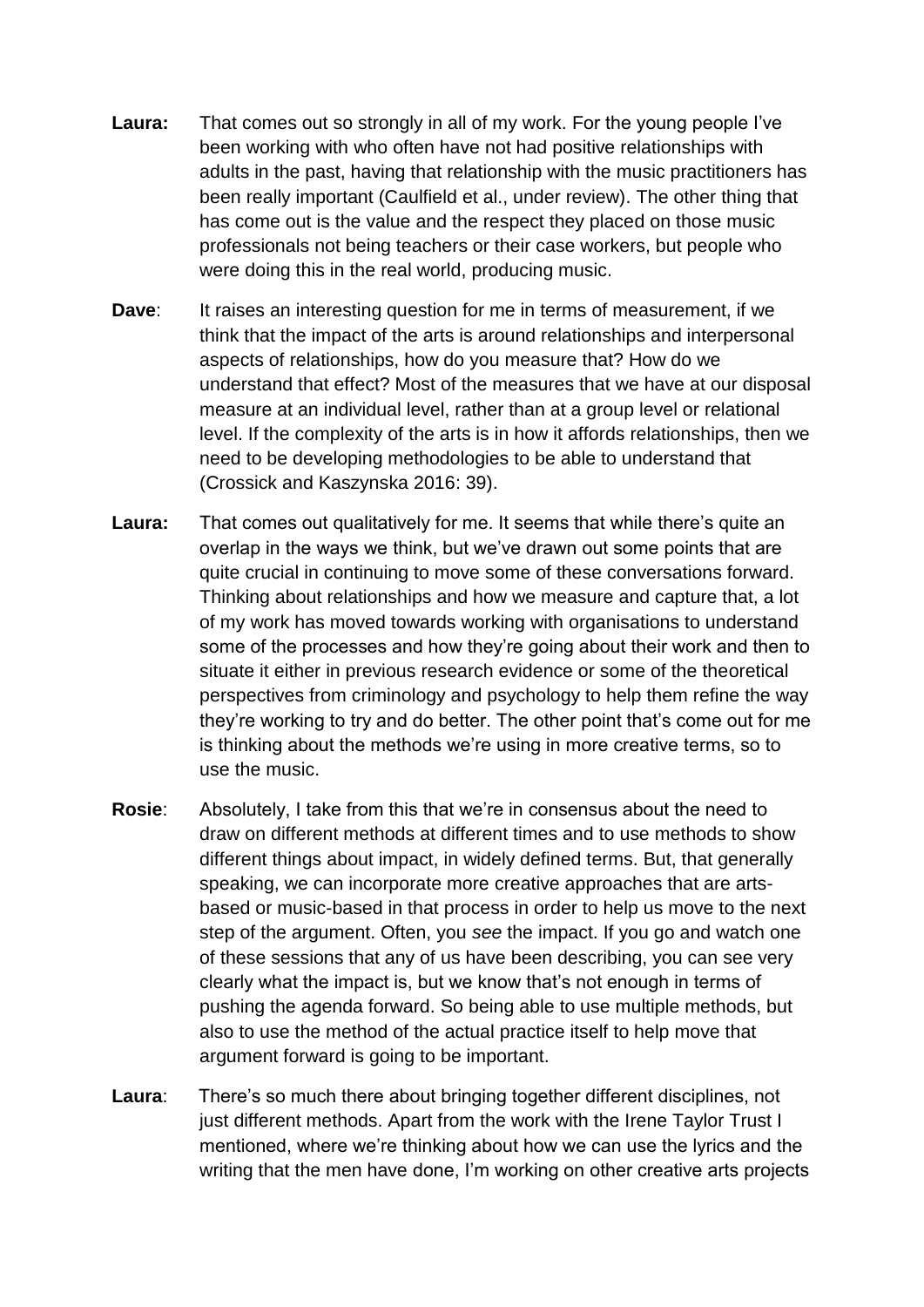**Laura:** That comes out so strongly in all of my work. For the young people I've been working with who often have not had positive relationships with adults in the past, having that relationship with the music practitioners has been really important (Caulfield et al., under review). The other thing that has come out is the value and the respect they placed on those music professionals not being teachers or their case workers, but people who were doing this in the real world, producing music.

**Dave**: It raises an interesting question for me in terms of measurement, if we think that the impact of the arts is around relationships and interpersonal aspects of relationships, how do you measure that? How do we understand that effect? Most of the measures that we have at our disposal measure at an individual level, rather than at a group level or relational level. If the complexity of the arts is in how it affords relationships, then we need to be developing methodologies to be able to understand that (Crossick and Kaszynska 2016: 39).

**Laura:** That comes out qualitatively for me. It seems that while there's quite an overlap in the ways we think, but we've drawn out some points that are quite crucial in continuing to move some of these conversations forward. Thinking about relationships and how we measure and capture that, a lot of my work has moved towards working with organisations to understand some of the processes and how they're going about their work and then to situate it either in previous research evidence or some of the theoretical perspectives from criminology and psychology to help them refine the way they're working to try and do better. The other point that's come out for me is thinking about the methods we're using in more creative terms, so to use the music.

**Rosie**: Absolutely, I take from this that we're in consensus about the need to draw on different methods at different times and to use methods to show different things about impact, in widely defined terms. But, that generally speaking, we can incorporate more creative approaches that are arts-based or music-based in that process in order to help us move to the next step of the argument. Often, you *see* the impact. If you go and watch one of these sessions that any of us have been describing, you can see very clearly what the impact is, but we know that's not enough in terms of pushing the agenda forward. So being able to use multiple methods, but also to use the method of the actual practice itself to help move that argument forward is going to be important.

**Laura**: There's so much there about bringing together different disciplines, not just different methods. Apart from the work with the Irene Taylor Trust I mentioned, where we're thinking about how we can use the lyrics and the writing that the men have done, I'm working on other creative arts projects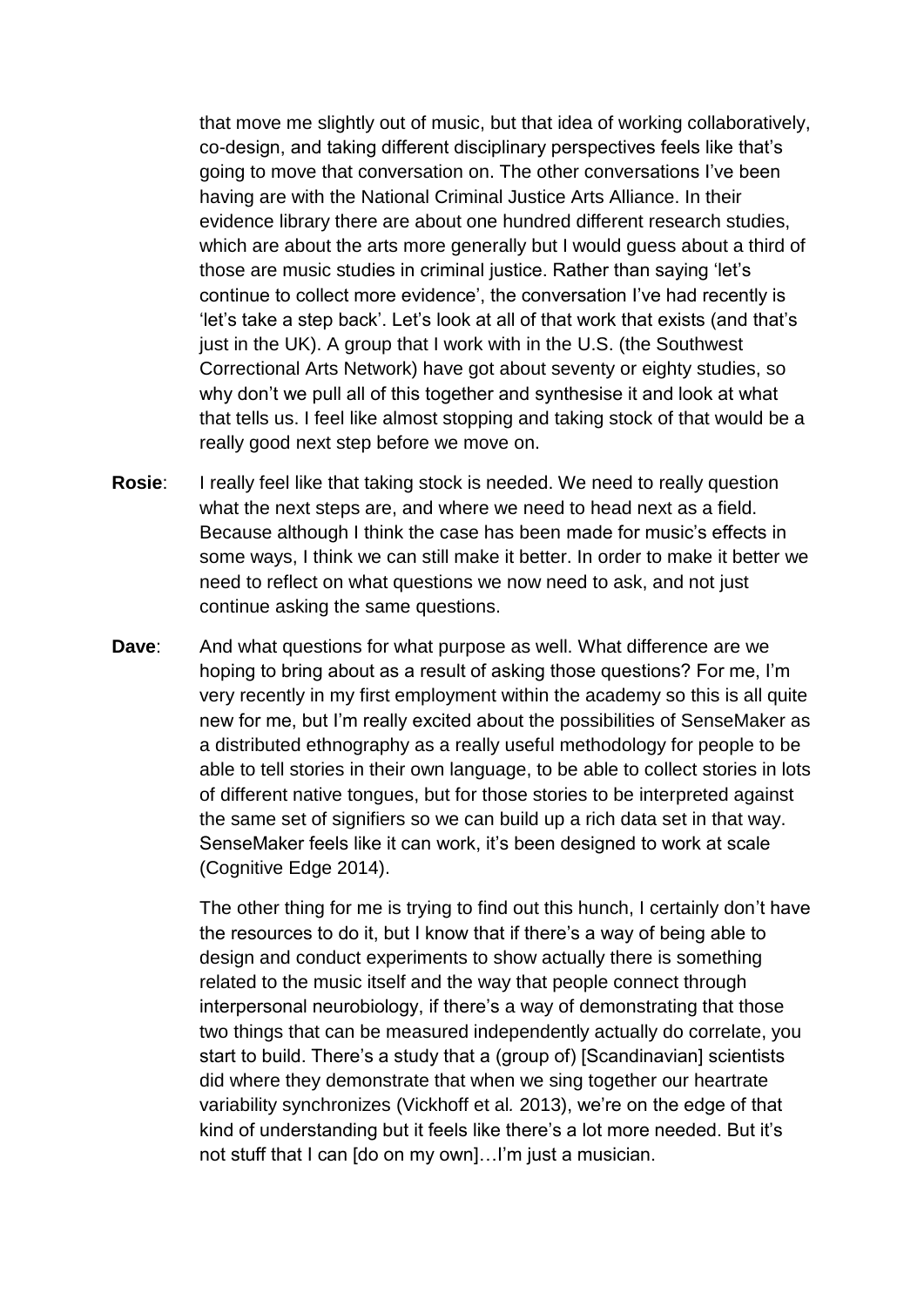that move me slightly out of music, but that idea of working collaboratively, co-design, and taking different disciplinary perspectives feels like that's going to move that conversation on. The other conversations I've been having are with the National Criminal Justice Arts Alliance. In their evidence library there are about one hundred different research studies, which are about the arts more generally but I would guess about a third of those are music studies in criminal justice. Rather than saying 'let's continue to collect more evidence', the conversation I've had recently is 'let's take a step back'. Let's look at all of that work that exists (and that's just in the UK). A group that I work with in the U.S. (the Southwest Correctional Arts Network) have got about seventy or eighty studies, so why don't we pull all of this together and synthesise it and look at what that tells us. I feel like almost stopping and taking stock of that would be a really good next step before we move on.

**Rosie**: I really feel like that taking stock is needed. We need to really question what the next steps are, and where we need to head next as a field. Because although I think the case has been made for music's effects in some ways, I think we can still make it better. In order to make it better we need to reflect on what questions we now need to ask, and not just continue asking the same questions.

**Dave**: And what questions for what purpose as well. What difference are we hoping to bring about as a result of asking those questions? For me, I'm very recently in my first employment within the academy so this is all quite new for me, but I'm really excited about the possibilities of SenseMaker as a distributed ethnography as a really useful methodology for people to be able to tell stories in their own language, to be able to collect stories in lots of different native tongues, but for those stories to be interpreted against the same set of signifiers so we can build up a rich data set in that way. SenseMaker feels like it can work, it's been designed to work at scale (Cognitive Edge 2014).

The other thing for me is trying to find out this hunch, I certainly don't have the resources to do it, but I know that if there's a way of being able to design and conduct experiments to show actually there is something related to the music itself and the way that people connect through interpersonal neurobiology, if there's a way of demonstrating that those two things that can be measured independently actually do correlate, you start to build. There's a study that a (group of) [Scandinavian] scientists did where they demonstrate that when we sing together our heartrate variability synchronizes (Vickhoff et al*.* 2013), we're on the edge of that kind of understanding but it feels like there's a lot more needed. But it's not stuff that I can [do on my own]…I'm just a musician.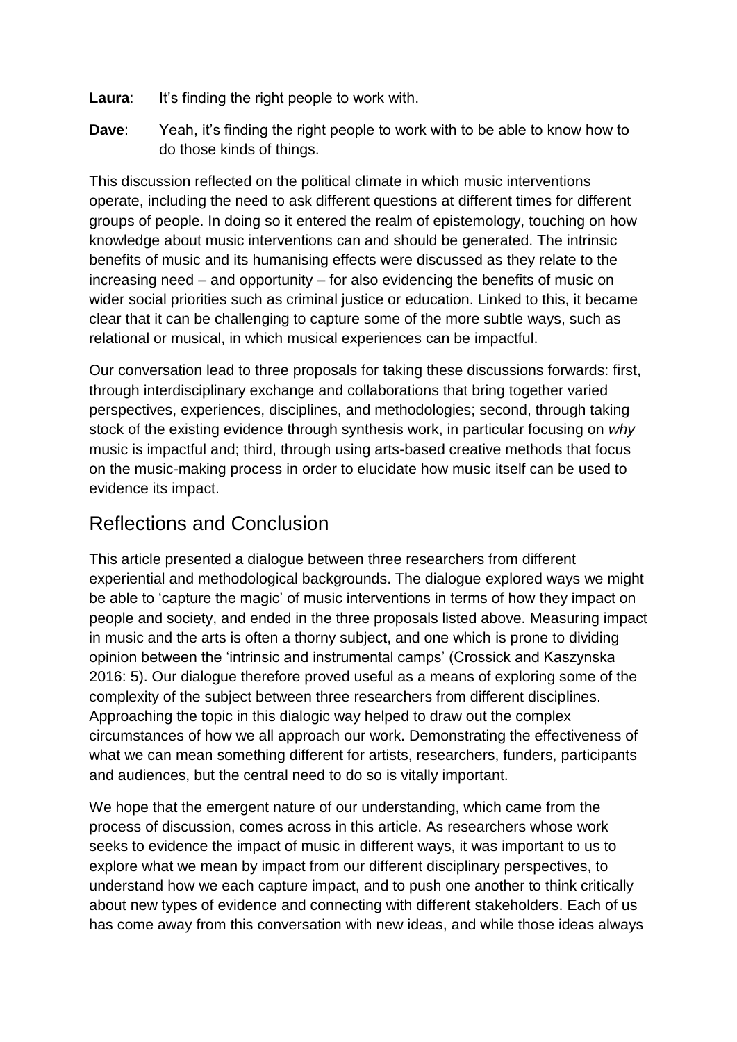**Laura**: It's finding the right people to work with.

**Dave**: Yeah, it's finding the right people to work with to be able to know how to do those kinds of things.

This discussion reflected on the political climate in which music interventions operate, including the need to ask different questions at different times for different groups of people. In doing so it entered the realm of epistemology, touching on how knowledge about music interventions can and should be generated. The intrinsic benefits of music and its humanising effects were discussed as they relate to the increasing need – and opportunity – for also evidencing the benefits of music on wider social priorities such as criminal justice or education. Linked to this, it became clear that it can be challenging to capture some of the more subtle ways, such as relational or musical, in which musical experiences can be impactful.

Our conversation lead to three proposals for taking these discussions forwards: first, through interdisciplinary exchange and collaborations that bring together varied perspectives, experiences, disciplines, and methodologies; second, through taking stock of the existing evidence through synthesis work, in particular focusing on *why* music is impactful and; third, through using arts-based creative methods that focus on the music-making process in order to elucidate how music itself can be used to evidence its impact.

## Reflections and Conclusion

This article presented a dialogue between three researchers from different experiential and methodological backgrounds. The dialogue explored ways we might be able to 'capture the magic' of music interventions in terms of how they impact on people and society, and ended in the three proposals listed above. Measuring impact in music and the arts is often a thorny subject, and one which is prone to dividing opinion between the 'intrinsic and instrumental camps' (Crossick and Kaszynska 2016: 5). Our dialogue therefore proved useful as a means of exploring some of the complexity of the subject between three researchers from different disciplines. Approaching the topic in this dialogic way helped to draw out the complex circumstances of how we all approach our work. Demonstrating the effectiveness of what we can mean something different for artists, researchers, funders, participants and audiences, but the central need to do so is vitally important.

We hope that the emergent nature of our understanding, which came from the process of discussion, comes across in this article. As researchers whose work seeks to evidence the impact of music in different ways, it was important to us to explore what we mean by impact from our different disciplinary perspectives, to understand how we each capture impact, and to push one another to think critically about new types of evidence and connecting with different stakeholders. Each of us has come away from this conversation with new ideas, and while those ideas always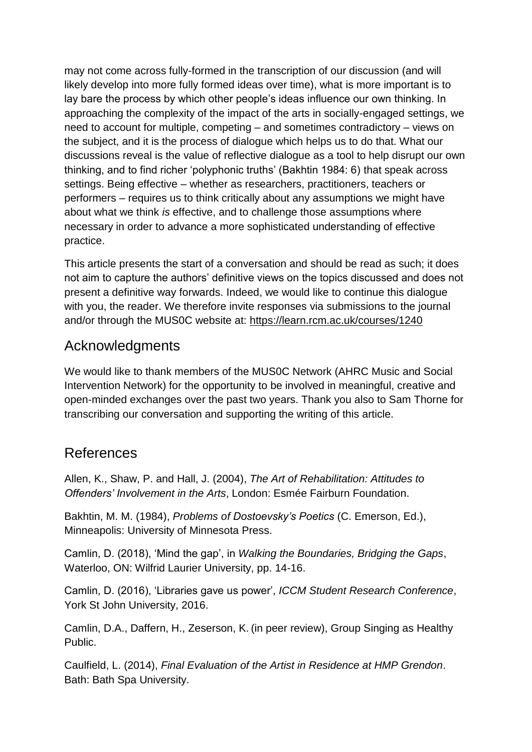may not come across fully-formed in the transcription of our discussion (and will likely develop into more fully formed ideas over time), what is more important is to lay bare the process by which other people's ideas influence our own thinking. In approaching the complexity of the impact of the arts in socially-engaged settings, we need to account for multiple, competing – and sometimes contradictory – views on the subject, and it is the process of dialogue which helps us to do that. What our discussions reveal is the value of reflective dialogue as a tool to help disrupt our own thinking, and to find richer 'polyphonic truths' (Bakhtin 1984: 6) that speak across settings. Being effective – whether as researchers, practitioners, teachers or performers – requires us to think critically about any assumptions we might have about what we think *is* effective, and to challenge those assumptions where necessary in order to advance a more sophisticated understanding of effective practice.

This article presents the start of a conversation and should be read as such; it does not aim to capture the authors' definitive views on the topics discussed and does not present a definitive way forwards. Indeed, we would like to continue this dialogue with you, the reader. We therefore invite responses via submissions to the journal and/or through the MUS0C website at: https://learn.rcm.ac.uk/courses/1240

## Acknowledgments

We would like to thank members of the MUS0C Network (AHRC Music and Social Intervention Network) for the opportunity to be involved in meaningful, creative and open-minded exchanges over the past two years. Thank you also to Sam Thorne for transcribing our conversation and supporting the writing of this article.

## References

Allen, K., Shaw, P. and Hall, J. (2004), *The Art of Rehabilitation: Attitudes to Offenders' Involvement in the Arts*, London: Esmée Fairburn Foundation.

Bakhtin, M. M. (1984), *Problems of Dostoevsky's Poetics* (C. Emerson, Ed.), Minneapolis: University of Minnesota Press.

Camlin, D. (2018), 'Mind the gap', in *Walking the Boundaries, Bridging the Gaps*, Waterloo, ON: Wilfrid Laurier University, pp. 14-16.

Camlin, D. (2016), 'Libraries gave us power', *ICCM Student Research Conference*, York St John University, 2016.

Camlin, D.A., Daffern, H., Zeserson, K. (in peer review), Group Singing as Healthy Public.

Caulfield, L. (2014), *Final Evaluation of the Artist in Residence at HMP Grendon*. Bath: Bath Spa University.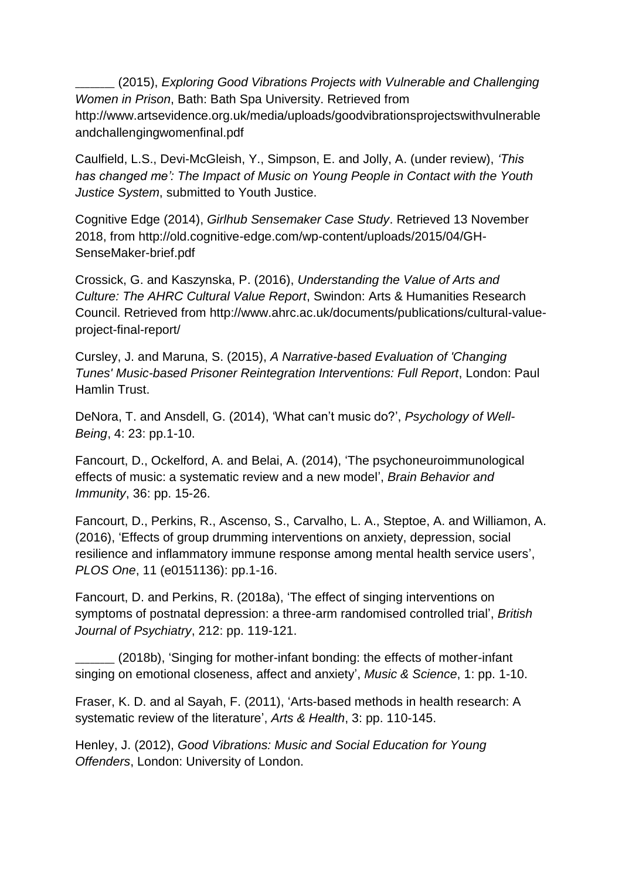______ (2015), *Exploring Good Vibrations Projects with Vulnerable and Challenging Women in Prison*, Bath: Bath Spa University. Retrieved from http://www.artsevidence.org.uk/media/uploads/goodvibrationsprojectswithvulnerableandchallengingwomenfinal.pdf

Caulfield, L.S., Devi-McGleish, Y., Simpson, E. and Jolly, A. (under review), *'This has changed me': The Impact of Music on Young People in Contact with the Youth Justice System*, submitted to Youth Justice.

Cognitive Edge (2014), *Girlhub Sensemaker Case Study*. Retrieved 13 November 2018, from http://old.cognitive-edge.com/wp-content/uploads/2015/04/GH-SenseMaker-brief.pdf

Crossick, G. and Kaszynska, P. (2016), *Understanding the Value of Arts and Culture: The AHRC Cultural Value Report*, Swindon: Arts & Humanities Research Council. Retrieved from http://www.ahrc.ac.uk/documents/publications/cultural-value-project-final-report/

Cursley, J. and Maruna, S. (2015), *A Narrative-based Evaluation of 'Changing Tunes' Music-based Prisoner Reintegration Interventions: Full Report*, London: Paul Hamlin Trust.

DeNora, T. and Ansdell, G. (2014), 'What can't music do?', *Psychology of Well-Being*, 4: 23: pp.1-10.

Fancourt, D., Ockelford, A. and Belai, A. (2014), 'The psychoneuroimmunological effects of music: a systematic review and a new model', *Brain Behavior and Immunity*, 36: pp. 15-26.

Fancourt, D., Perkins, R., Ascenso, S., Carvalho, L. A., Steptoe, A. and Williamon, A. (2016), 'Effects of group drumming interventions on anxiety, depression, social resilience and inflammatory immune response among mental health service users', *PLOS One*, 11 (e0151136): pp.1-16.

Fancourt, D. and Perkins, R. (2018a), 'The effect of singing interventions on symptoms of postnatal depression: a three-arm randomised controlled trial', *British Journal of Psychiatry*, 212: pp. 119-121.

______ (2018b), 'Singing for mother-infant bonding: the effects of mother-infant singing on emotional closeness, affect and anxiety', *Music & Science*, 1: pp. 1-10.

Fraser, K. D. and al Sayah, F. (2011), 'Arts-based methods in health research: A systematic review of the literature', *Arts & Health*, 3: pp. 110-145.

Henley, J. (2012), *Good Vibrations: Music and Social Education for Young Offenders*, London: University of London.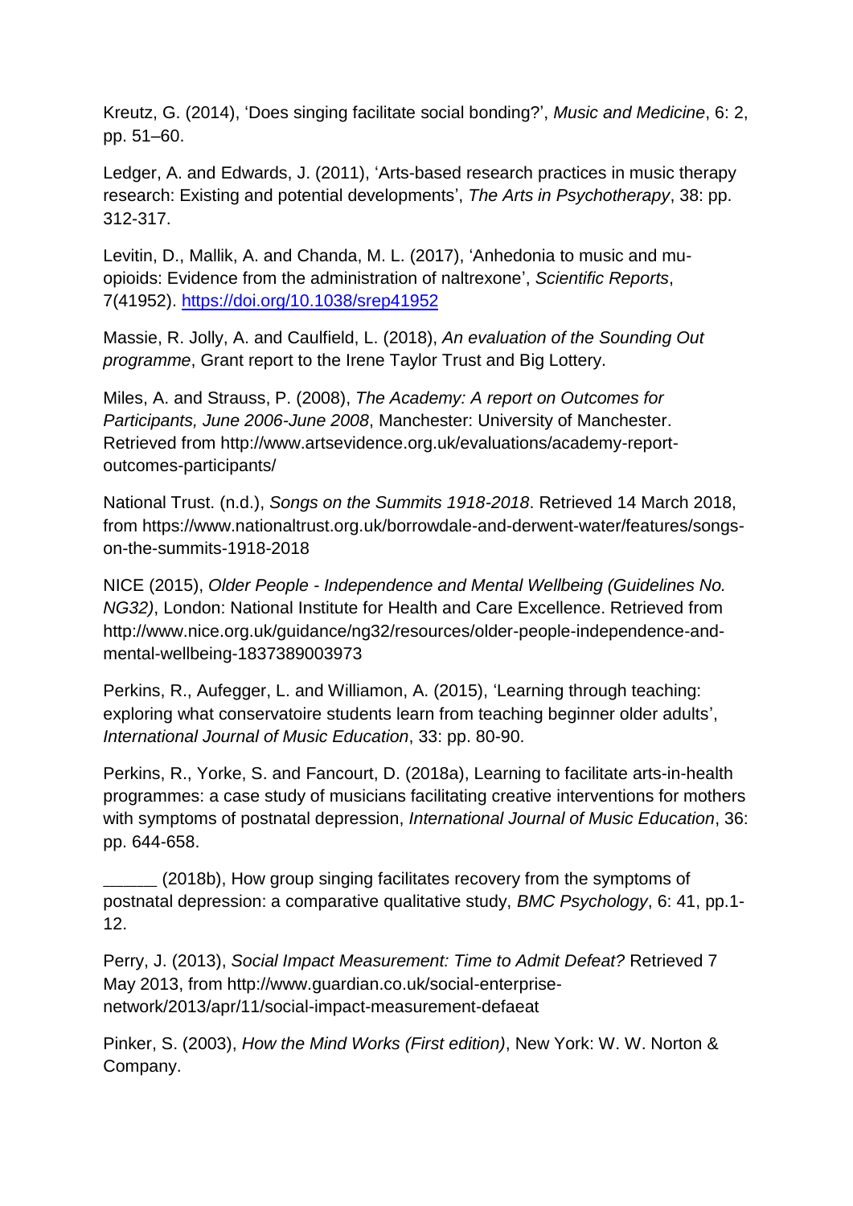Kreutz, G. (2014), 'Does singing facilitate social bonding?', *Music and Medicine*, 6: 2, pp. 51–60.

Ledger, A. and Edwards, J. (2011), 'Arts-based research practices in music therapy research: Existing and potential developments', *The Arts in Psychotherapy*, 38: pp. 312-317.

Levitin, D., Mallik, A. and Chanda, M. L. (2017), 'Anhedonia to music and mu-opioids: Evidence from the administration of naltrexone', *Scientific Reports*, 7(41952). https://doi.org/10.1038/srep41952

Massie, R. Jolly, A. and Caulfield, L. (2018), *An evaluation of the Sounding Out programme*, Grant report to the Irene Taylor Trust and Big Lottery.

Miles, A. and Strauss, P. (2008), *The Academy: A report on Outcomes for Participants, June 2006-June 2008*, Manchester: University of Manchester. Retrieved from http://www.artsevidence.org.uk/evaluations/academy-report-outcomes-participants/

National Trust. (n.d.), *Songs on the Summits 1918-2018*. Retrieved 14 March 2018, from https://www.nationaltrust.org.uk/borrowdale-and-derwent-water/features/songs-on-the-summits-1918-2018

NICE (2015), *Older People - Independence and Mental Wellbeing (Guidelines No. NG32)*, London: National Institute for Health and Care Excellence. Retrieved from http://www.nice.org.uk/guidance/ng32/resources/older-people-independence-and-mental-wellbeing-1837389003973

Perkins, R., Aufegger, L. and Williamon, A. (2015), 'Learning through teaching: exploring what conservatoire students learn from teaching beginner older adults', *International Journal of Music Education*, 33: pp. 80-90.

Perkins, R., Yorke, S. and Fancourt, D. (2018a), Learning to facilitate arts-in-health programmes: a case study of musicians facilitating creative interventions for mothers with symptoms of postnatal depression, *International Journal of Music Education*, 36: pp. 644-658.

______ (2018b), How group singing facilitates recovery from the symptoms of postnatal depression: a comparative qualitative study, *BMC Psychology*, 6: 41, pp.1-12.

Perry, J. (2013), *Social Impact Measurement: Time to Admit Defeat?* Retrieved 7 May 2013, from http://www.guardian.co.uk/social-enterprise-network/2013/apr/11/social-impact-measurement-defaeat

Pinker, S. (2003), *How the Mind Works (First edition)*, New York: W. W. Norton & Company.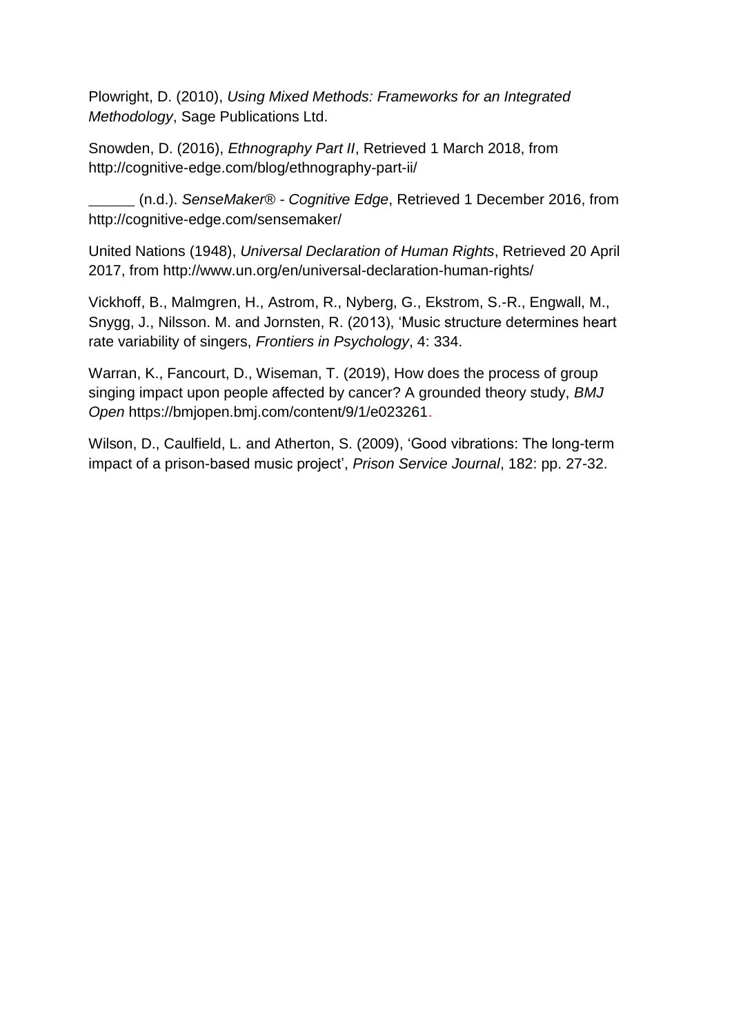Plowright, D. (2010), *Using Mixed Methods: Frameworks for an Integrated Methodology*, Sage Publications Ltd.

Snowden, D. (2016), *Ethnography Part II*, Retrieved 1 March 2018, from http://cognitive-edge.com/blog/ethnography-part-ii/

______ (n.d.). *SenseMaker® - Cognitive Edge*, Retrieved 1 December 2016, from http://cognitive-edge.com/sensemaker/

United Nations (1948), *Universal Declaration of Human Rights*, Retrieved 20 April 2017, from http://www.un.org/en/universal-declaration-human-rights/

Vickhoff, B., Malmgren, H., Astrom, R., Nyberg, G., Ekstrom, S.-R., Engwall, M., Snygg, J., Nilsson. M. and Jornsten, R. (2013), 'Music structure determines heart rate variability of singers, *Frontiers in Psychology*, 4: 334.

Warran, K., Fancourt, D., Wiseman, T. (2019), How does the process of group singing impact upon people affected by cancer? A grounded theory study, *BMJ Open* https://bmjopen.bmj.com/content/9/1/e023261.

Wilson, D., Caulfield, L. and Atherton, S. (2009), 'Good vibrations: The long-term impact of a prison-based music project', *Prison Service Journal*, 182: pp. 27-32.